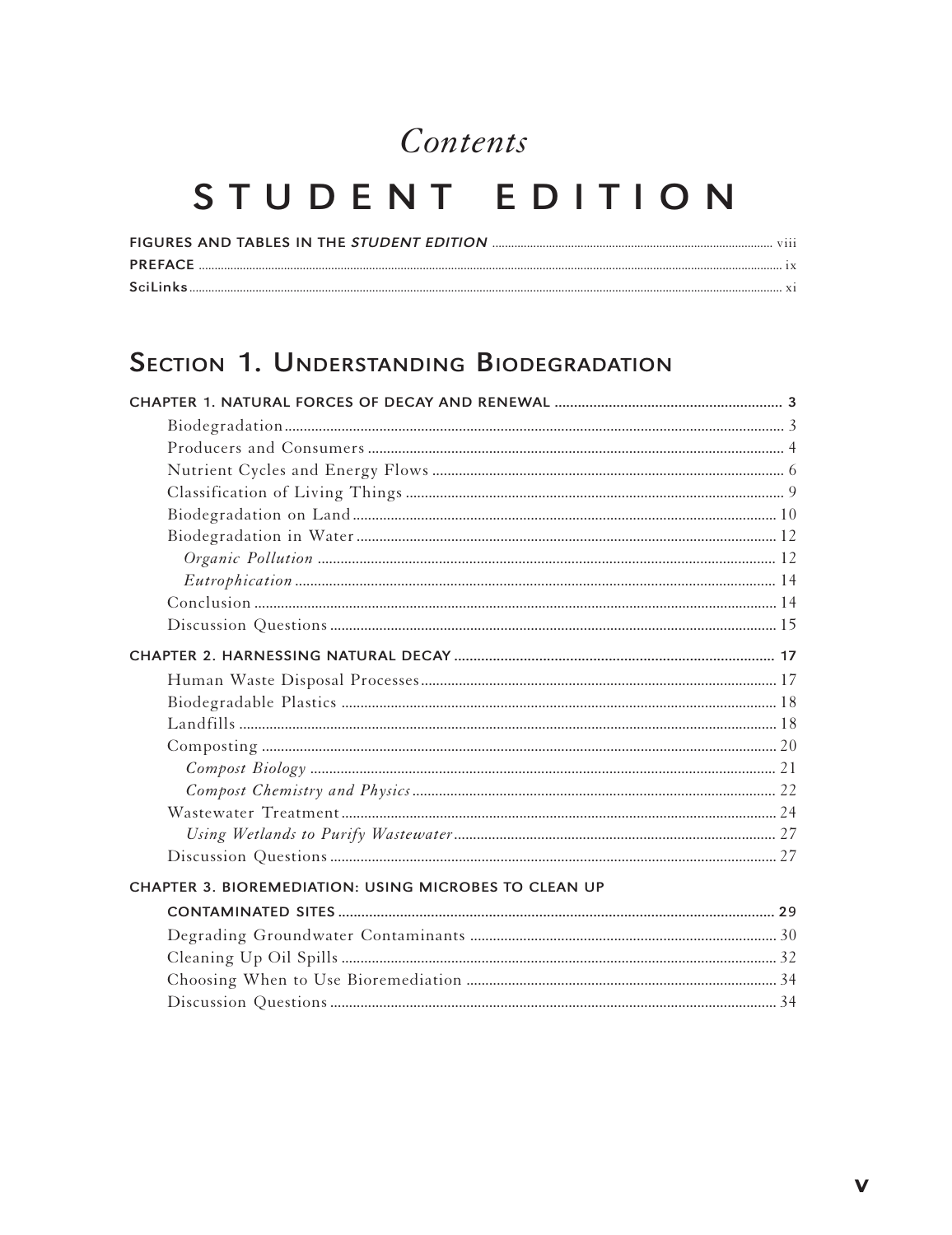# *Contents*

# STUDENT EDITION

FIGURES AND TABLES IN THE *STUDENT EDITION* ..... viii
PREFACE ..... ix
SciLinks ..... xi

## SECTION 1. UNDERSTANDING BIODEGRADATION

**CHAPTER 1. NATURAL FORCES OF DECAY AND RENEWAL ..... 3**

- Biodegradation ..... 3
- Producers and Consumers ..... 4
- Nutrient Cycles and Energy Flows ..... 6
- Classification of Living Things ..... 9
- Biodegradation on Land ..... 10
- Biodegradation in Water ..... 12
  - *Organic Pollution* ..... 12
  - *Eutrophication* ..... 14
- Conclusion ..... 14
- Discussion Questions ..... 15

**CHAPTER 2. HARNESSING NATURAL DECAY ..... 17**

- Human Waste Disposal Processes ..... 17
- Biodegradable Plastics ..... 18
- Landfills ..... 18
- Composting ..... 20
  - *Compost Biology* ..... 21
  - *Compost Chemistry and Physics* ..... 22
- Wastewater Treatment ..... 24
  - *Using Wetlands to Purify Wastewater* ..... 27
- Discussion Questions ..... 27

**CHAPTER 3. BIOREMEDIATION: USING MICROBES TO CLEAN UP CONTAMINATED SITES ..... 29**

- Degrading Groundwater Contaminants ..... 30
- Cleaning Up Oil Spills ..... 32
- Choosing When to Use Bioremediation ..... 34
- Discussion Questions ..... 34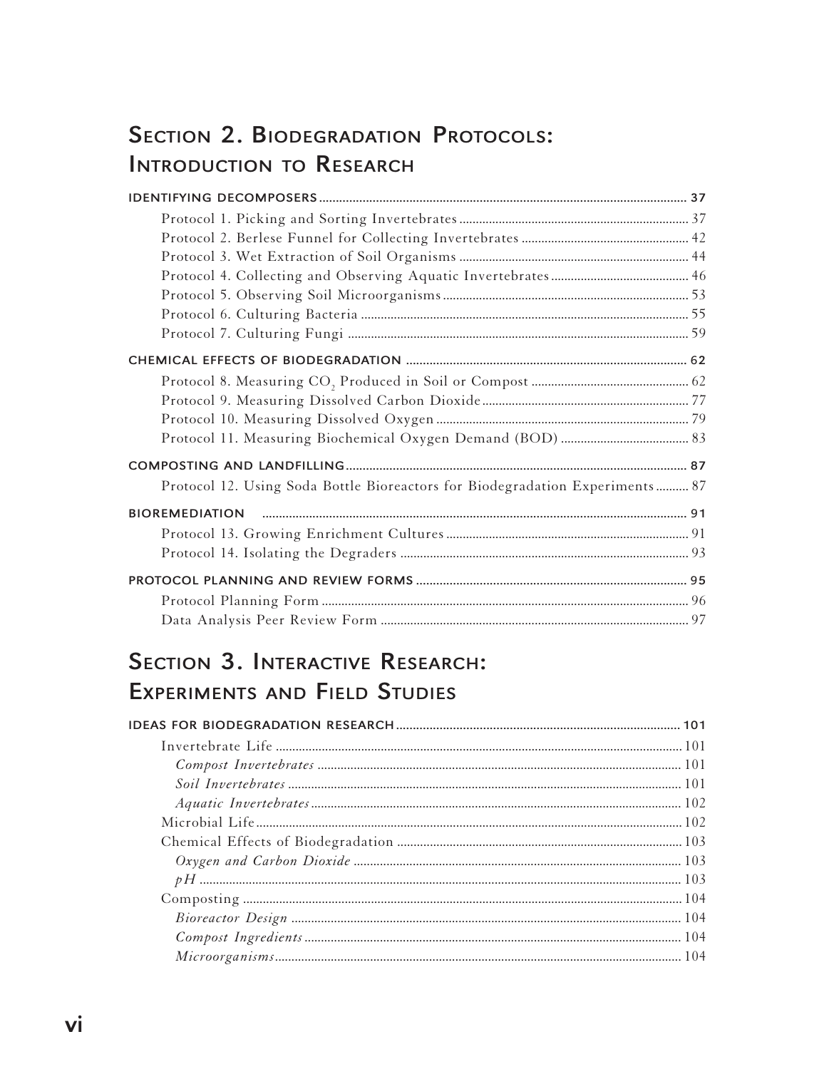## Section 2. Biodegradation Protocols: Introduction to Research

IDENTIFYING DECOMPOSERS ........ 37
- Protocol 1. Picking and Sorting Invertebrates ........ 37
- Protocol 2. Berlese Funnel for Collecting Invertebrates ........ 42
- Protocol 3. Wet Extraction of Soil Organisms ........ 44
- Protocol 4. Collecting and Observing Aquatic Invertebrates ........ 46
- Protocol 5. Observing Soil Microorganisms ........ 53
- Protocol 6. Culturing Bacteria ........ 55
- Protocol 7. Culturing Fungi ........ 59

CHEMICAL EFFECTS OF BIODEGRADATION ........ 62
- Protocol 8. Measuring $CO_2$ Produced in Soil or Compost ........ 62
- Protocol 9. Measuring Dissolved Carbon Dioxide ........ 77
- Protocol 10. Measuring Dissolved Oxygen ........ 79
- Protocol 11. Measuring Biochemical Oxygen Demand (BOD) ........ 83

COMPOSTING AND LANDFILLING ........ 87
- Protocol 12. Using Soda Bottle Bioreactors for Biodegradation Experiments ........ 87

BIOREMEDIATION ........ 91
- Protocol 13. Growing Enrichment Cultures ........ 91
- Protocol 14. Isolating the Degraders ........ 93

PROTOCOL PLANNING AND REVIEW FORMS ........ 95
- Protocol Planning Form ........ 96
- Data Analysis Peer Review Form ........ 97

## Section 3. Interactive Research: Experiments and Field Studies

IDEAS FOR BIODEGRADATION RESEARCH ........ 101
- Invertebrate Life ........ 101
  - *Compost Invertebrates* ........ 101
  - *Soil Invertebrates* ........ 101
  - *Aquatic Invertebrates* ........ 102
- Microbial Life ........ 102
- Chemical Effects of Biodegradation ........ 103
  - *Oxygen and Carbon Dioxide* ........ 103
  - *pH* ........ 103
- Composting ........ 104
  - *Bioreactor Design* ........ 104
  - *Compost Ingredients* ........ 104
  - *Microorganisms* ........ 104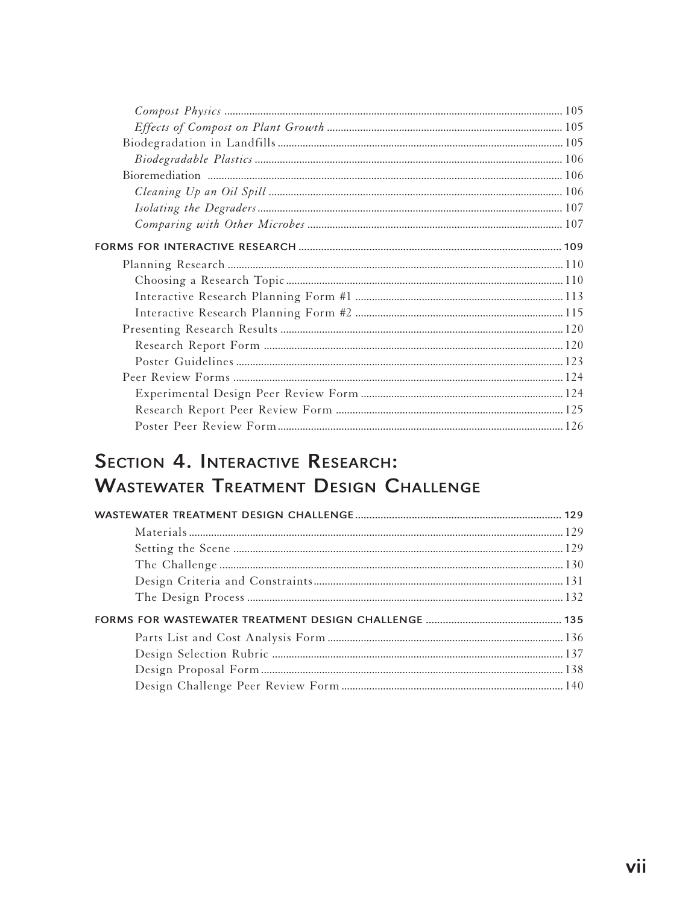*Compost Physics* ........................................................ 105
*Effects of Compost on Plant Growth* ........................................ 105
Biodegradation in Landfills ................................................. 105
*Biodegradable Plastics* .................................................... 106
Bioremediation .............................................................. 106
*Cleaning Up an Oil Spill* .................................................. 106
*Isolating the Degraders* ................................................... 107
*Comparing with Other Microbes* ............................................. 107

FORMS FOR INTERACTIVE RESEARCH ............................................... 109
Planning Research ........................................................... 110
Choosing a Research Topic ................................................... 110
Interactive Research Planning Form #1 ....................................... 113
Interactive Research Planning Form #2 ....................................... 115
Presenting Research Results ................................................. 120
Research Report Form ........................................................ 120
Poster Guidelines ........................................................... 123
Peer Review Forms ........................................................... 124
Experimental Design Peer Review Form ........................................ 124
Research Report Peer Review Form ............................................ 125
Poster Peer Review Form ..................................................... 126

## Section 4. Interactive Research: Wastewater Treatment Design Challenge

WASTEWATER TREATMENT DESIGN CHALLENGE ........................................ 129
Materials ................................................................... 129
Setting the Scene ........................................................... 129
The Challenge ............................................................... 130
Design Criteria and Constraints ............................................. 131
The Design Process .......................................................... 132

FORMS FOR WASTEWATER TREATMENT DESIGN CHALLENGE .............................. 135
Parts List and Cost Analysis Form ........................................... 136
Design Selection Rubric ..................................................... 137
Design Proposal Form ........................................................ 138
Design Challenge Peer Review Form ........................................... 140